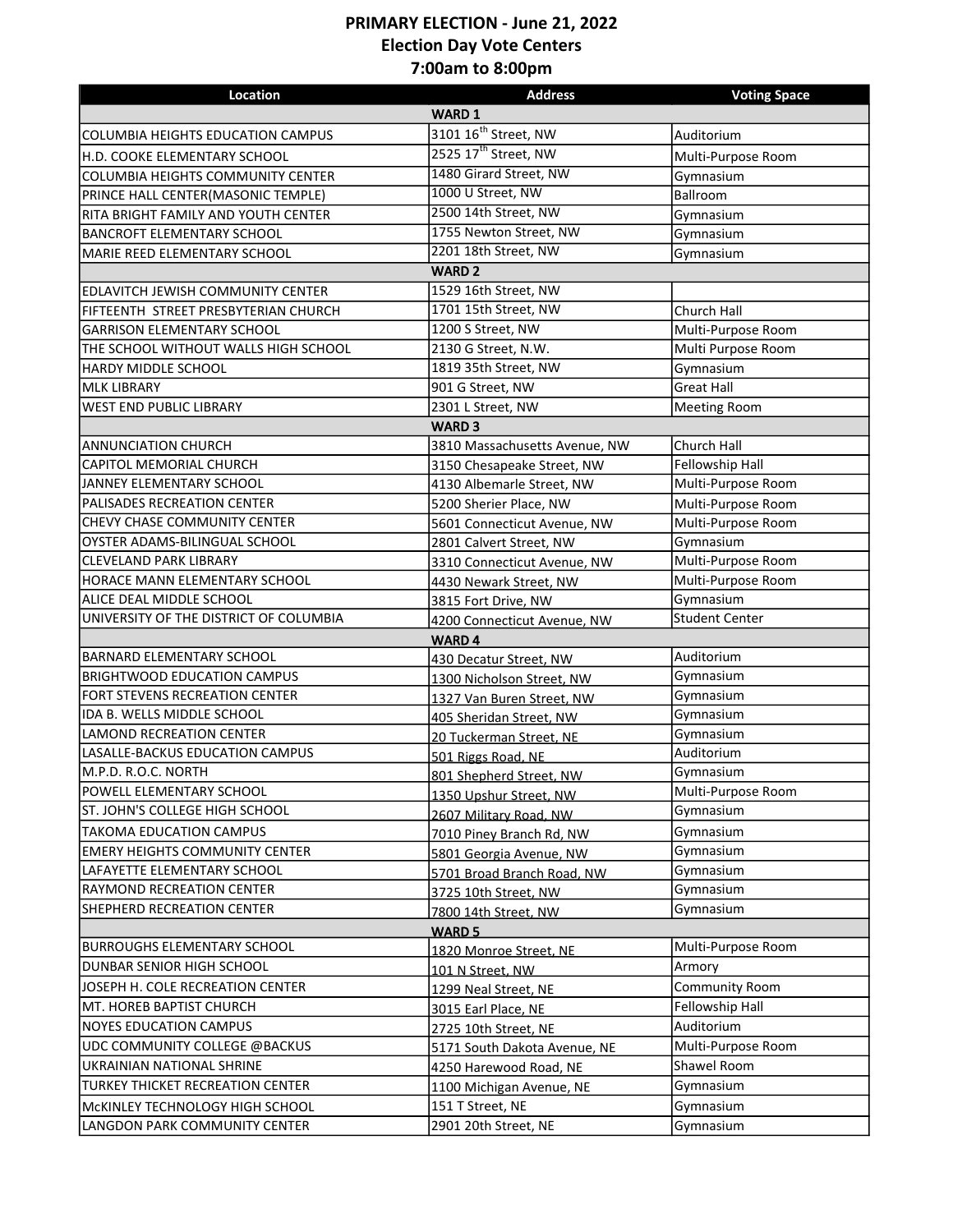# PRIMARY ELECTION - June 21, 2022
## Election Day Vote Centers
## 7:00am to 8:00pm

| Location | Address | Voting Space |
|---|---|---|
| | **WARD 1** | |
| COLUMBIA HEIGHTS EDUCATION CAMPUS | 3101 16th Street, NW | Auditorium |
| H.D. COOKE ELEMENTARY SCHOOL | 2525 17th Street, NW | Multi-Purpose Room |
| COLUMBIA HEIGHTS COMMUNITY CENTER | 1480 Girard Street, NW | Gymnasium |
| PRINCE HALL CENTER(MASONIC TEMPLE) | 1000 U Street, NW | Ballroom |
| RITA BRIGHT FAMILY AND YOUTH CENTER | 2500 14th Street, NW | Gymnasium |
| BANCROFT ELEMENTARY SCHOOL | 1755 Newton Street, NW | Gymnasium |
| MARIE REED ELEMENTARY SCHOOL | 2201 18th Street, NW | Gymnasium |
| | **WARD 2** | |
| EDLAVITCH JEWISH COMMUNITY CENTER | 1529 16th Street, NW | |
| FIFTEENTH STREET PRESBYTERIAN CHURCH | 1701 15th Street, NW | Church Hall |
| GARRISON ELEMENTARY SCHOOL | 1200 S Street, NW | Multi-Purpose Room |
| THE SCHOOL WITHOUT WALLS HIGH SCHOOL | 2130 G Street, N.W. | Multi Purpose Room |
| HARDY MIDDLE SCHOOL | 1819 35th Street, NW | Gymnasium |
| MLK LIBRARY | 901 G Street, NW | Great Hall |
| WEST END PUBLIC LIBRARY | 2301 L Street, NW | Meeting Room |
| | **WARD 3** | |
| ANNUNCIATION CHURCH | 3810 Massachusetts Avenue, NW | Church Hall |
| CAPITOL MEMORIAL CHURCH | 3150 Chesapeake Street, NW | Fellowship Hall |
| JANNEY ELEMENTARY SCHOOL | 4130 Albemarle Street, NW | Multi-Purpose Room |
| PALISADES RECREATION CENTER | 5200 Sherier Place, NW | Multi-Purpose Room |
| CHEVY CHASE COMMUNITY CENTER | 5601 Connecticut Avenue, NW | Multi-Purpose Room |
| OYSTER ADAMS-BILINGUAL SCHOOL | 2801 Calvert Street, NW | Gymnasium |
| CLEVELAND PARK LIBRARY | 3310 Connecticut Avenue, NW | Multi-Purpose Room |
| HORACE MANN ELEMENTARY SCHOOL | 4430 Newark Street, NW | Multi-Purpose Room |
| ALICE DEAL MIDDLE SCHOOL | 3815 Fort Drive, NW | Gymnasium |
| UNIVERSITY OF THE DISTRICT OF COLUMBIA | 4200 Connecticut Avenue, NW | Student Center |
| | **WARD 4** | |
| BARNARD ELEMENTARY SCHOOL | 430 Decatur Street, NW | Auditorium |
| BRIGHTWOOD EDUCATION CAMPUS | 1300 Nicholson Street, NW | Gymnasium |
| FORT STEVENS RECREATION CENTER | 1327 Van Buren Street, NW | Gymnasium |
| IDA B. WELLS MIDDLE SCHOOL | 405 Sheridan Street, NW | Gymnasium |
| LAMOND RECREATION CENTER | 20 Tuckerman Street, NE | Gymnasium |
| LASALLE-BACKUS EDUCATION CAMPUS | 501 Riggs Road, NE | Auditorium |
| M.P.D. R.O.C. NORTH | 801 Shepherd Street, NW | Gymnasium |
| POWELL ELEMENTARY SCHOOL | 1350 Upshur Street, NW | Multi-Purpose Room |
| ST. JOHN'S COLLEGE HIGH SCHOOL | 2607 Military Road, NW | Gymnasium |
| TAKOMA EDUCATION CAMPUS | 7010 Piney Branch Rd, NW | Gymnasium |
| EMERY HEIGHTS COMMUNITY CENTER | 5801 Georgia Avenue, NW | Gymnasium |
| LAFAYETTE ELEMENTARY SCHOOL | 5701 Broad Branch Road, NW | Gymnasium |
| RAYMOND RECREATION CENTER | 3725 10th Street, NW | Gymnasium |
| SHEPHERD RECREATION CENTER | 7800 14th Street, NW | Gymnasium |
| | **WARD 5** | |
| BURROUGHS ELEMENTARY SCHOOL | 1820 Monroe Street, NE | Multi-Purpose Room |
| DUNBAR SENIOR HIGH SCHOOL | 101 N Street, NW | Armory |
| JOSEPH H. COLE RECREATION CENTER | 1299 Neal Street, NE | Community Room |
| MT. HOREB BAPTIST CHURCH | 3015 Earl Place, NE | Fellowship Hall |
| NOYES EDUCATION CAMPUS | 2725 10th Street, NE | Auditorium |
| UDC COMMUNITY COLLEGE @BACKUS | 5171 South Dakota Avenue, NE | Multi-Purpose Room |
| UKRAINIAN NATIONAL SHRINE | 4250 Harewood Road, NE | Shawel Room |
| TURKEY THICKET RECREATION CENTER | 1100 Michigan Avenue, NE | Gymnasium |
| McKINLEY TECHNOLOGY HIGH SCHOOL | 151 T Street, NE | Gymnasium |
| LANGDON PARK COMMUNITY CENTER | 2901 20th Street, NE | Gymnasium |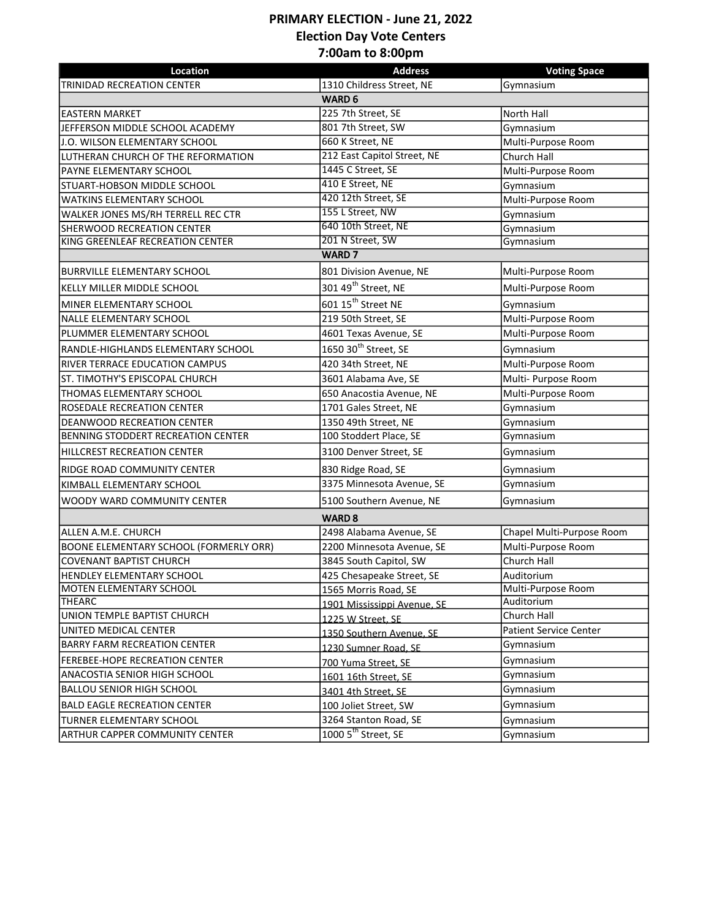# PRIMARY ELECTION - June 21, 2022
## Election Day Vote Centers
## 7:00am to 8:00pm

| Location | Address | Voting Space |
|---|---|---|
| TRINIDAD RECREATION CENTER | 1310 Childress Street, NE | Gymnasium |
| | **WARD 6** | |
| EASTERN MARKET | 225 7th Street, SE | North Hall |
| JEFFERSON MIDDLE SCHOOL ACADEMY | 801 7th Street, SW | Gymnasium |
| J.O. WILSON ELEMENTARY SCHOOL | 660 K Street, NE | Multi-Purpose Room |
| LUTHERAN CHURCH OF THE REFORMATION | 212 East Capitol Street, NE | Church Hall |
| PAYNE ELEMENTARY SCHOOL | 1445 C Street, SE | Multi-Purpose Room |
| STUART-HOBSON MIDDLE SCHOOL | 410 E Street, NE | Gymnasium |
| WATKINS ELEMENTARY SCHOOL | 420 12th Street, SE | Multi-Purpose Room |
| WALKER JONES MS/RH TERRELL REC CTR | 155 L Street, NW | Gymnasium |
| SHERWOOD RECREATION CENTER | 640 10th Street, NE | Gymnasium |
| KING GREENLEAF RECREATION CENTER | 201 N Street, SW | Gymnasium |
| | **WARD 7** | |
| BURRVILLE ELEMENTARY SCHOOL | 801 Division Avenue, NE | Multi-Purpose Room |
| KELLY MILLER MIDDLE SCHOOL | 301 49th Street, NE | Multi-Purpose Room |
| MINER ELEMENTARY SCHOOL | 601 15th Street NE | Gymnasium |
| NALLE ELEMENTARY SCHOOL | 219 50th Street, SE | Multi-Purpose Room |
| PLUMMER ELEMENTARY SCHOOL | 4601 Texas Avenue, SE | Multi-Purpose Room |
| RANDLE-HIGHLANDS ELEMENTARY SCHOOL | 1650 30th Street, SE | Gymnasium |
| RIVER TERRACE EDUCATION CAMPUS | 420 34th Street, NE | Multi-Purpose Room |
| ST. TIMOTHY'S EPISCOPAL CHURCH | 3601 Alabama Ave, SE | Multi- Purpose Room |
| THOMAS ELEMENTARY SCHOOL | 650 Anacostia Avenue, NE | Multi-Purpose Room |
| ROSEDALE RECREATION CENTER | 1701 Gales Street, NE | Gymnasium |
| DEANWOOD RECREATION CENTER | 1350 49th Street, NE | Gymnasium |
| BENNING STODDERT RECREATION CENTER | 100 Stoddert Place, SE | Gymnasium |
| HILLCREST RECREATION CENTER | 3100 Denver Street, SE | Gymnasium |
| RIDGE ROAD COMMUNITY CENTER | 830 Ridge Road, SE | Gymnasium |
| KIMBALL ELEMENTARY SCHOOL | 3375 Minnesota Avenue, SE | Gymnasium |
| WOODY WARD COMMUNITY CENTER | 5100 Southern Avenue, NE | Gymnasium |
| | **WARD 8** | |
| ALLEN A.M.E. CHURCH | 2498 Alabama Avenue, SE | Chapel Multi-Purpose Room |
| BOONE ELEMENTARY SCHOOL (FORMERLY ORR) | 2200 Minnesota Avenue, SE | Multi-Purpose Room |
| COVENANT BAPTIST CHURCH | 3845 South Capitol, SW | Church Hall |
| HENDLEY ELEMENTARY SCHOOL | 425 Chesapeake Street, SE | Auditorium |
| MOTEN ELEMENTARY SCHOOL | 1565 Morris Road, SE | Multi-Purpose Room |
| THEARC | 1901 Mississippi Avenue, SE | Auditorium |
| UNION TEMPLE BAPTIST CHURCH | 1225 W Street, SE | Church Hall |
| UNITED MEDICAL CENTER | 1350 Southern Avenue, SE | Patient Service Center |
| BARRY FARM RECREATION CENTER | 1230 Sumner Road, SE | Gymnasium |
| FEREBEE-HOPE RECREATION CENTER | 700 Yuma Street, SE | Gymnasium |
| ANACOSTIA SENIOR HIGH SCHOOL | 1601 16th Street, SE | Gymnasium |
| BALLOU SENIOR HIGH SCHOOL | 3401 4th Street, SE | Gymnasium |
| BALD EAGLE RECREATION CENTER | 100 Joliet Street, SW | Gymnasium |
| TURNER ELEMENTARY SCHOOL | 3264 Stanton Road, SE | Gymnasium |
| ARTHUR CAPPER COMMUNITY CENTER | 1000 5th Street, SE | Gymnasium |